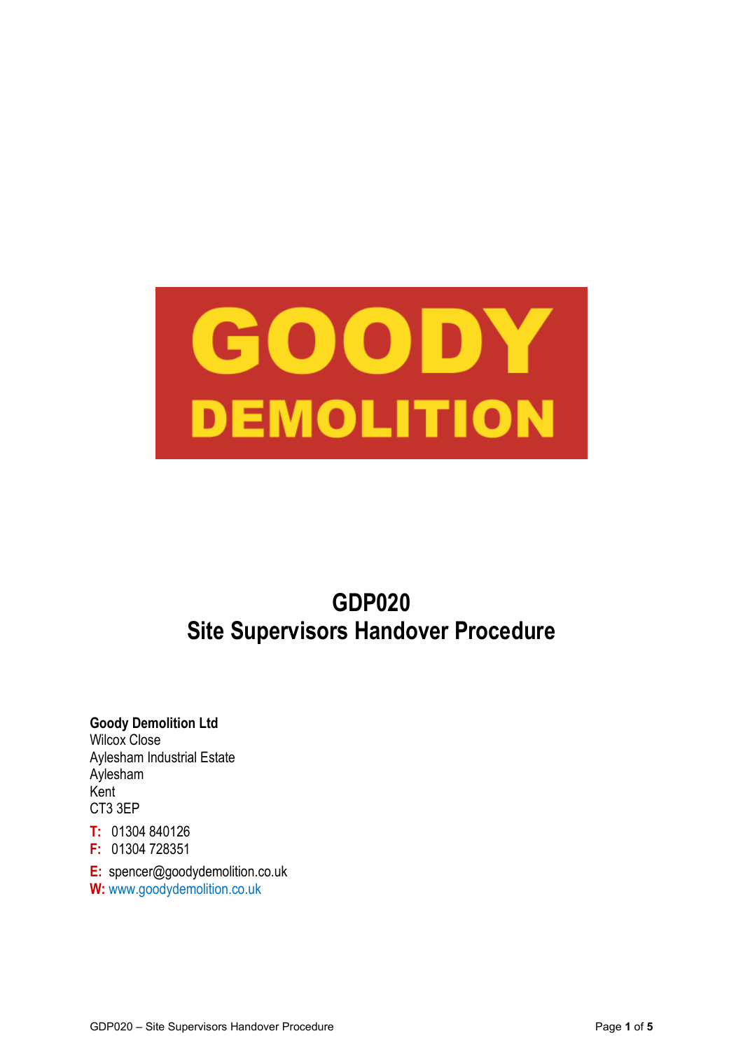GOODY
DEMOLITION

# GDP020
# Site Supervisors Handover Procedure

**Goody Demolition Ltd**
Wilcox Close
Aylesham Industrial Estate
Aylesham
Kent
CT3 3EP

**T:** 01304 840126
**F:** 01304 728351

**E:** spencer@goodydemolition.co.uk
**W:** www.goodydemolition.co.uk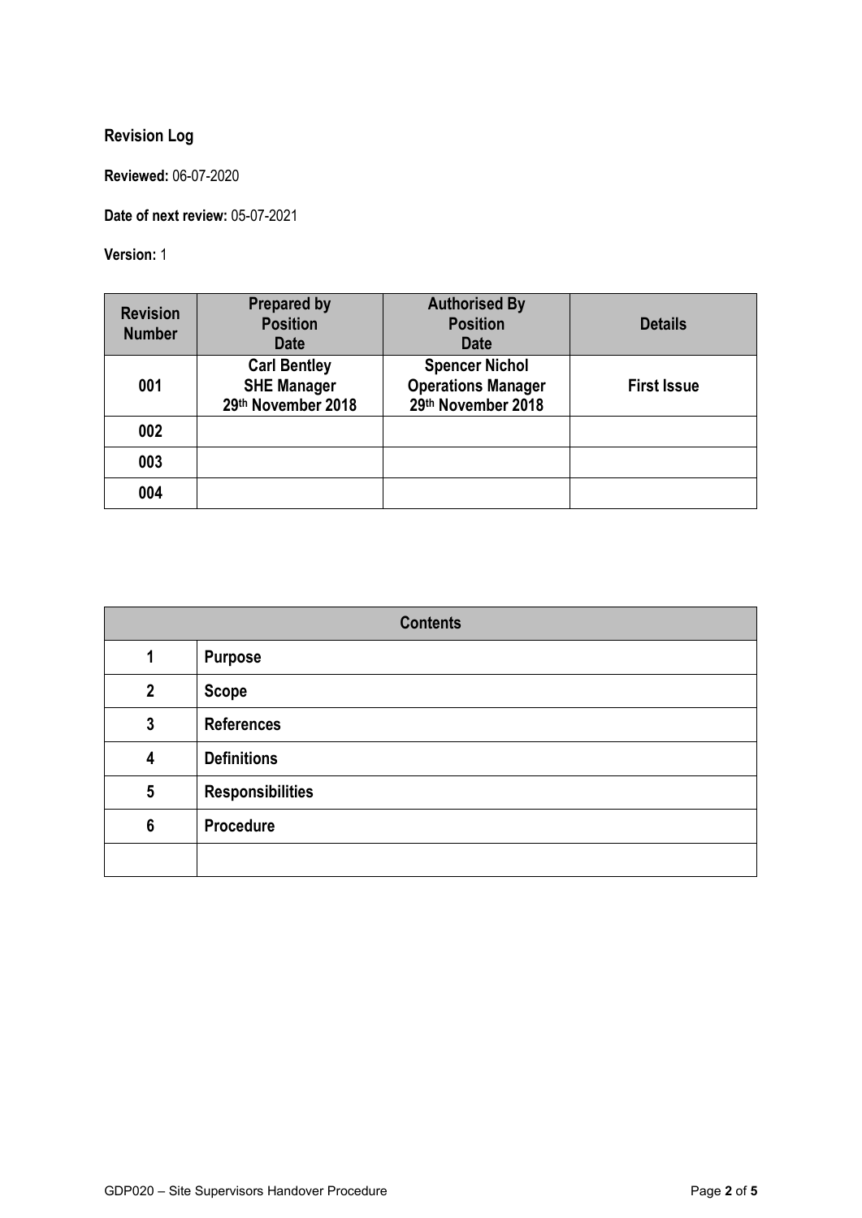## Revision Log

**Reviewed:** 06-07-2020

**Date of next review:** 05-07-2021

**Version:** 1

| Revision Number | Prepared by<br>Position<br>Date | Authorised By<br>Position<br>Date | Details |
|---|---|---|---|
| 001 | Carl Bentley<br>SHE Manager<br>29th November 2018 | Spencer Nichol<br>Operations Manager<br>29th November 2018 | First Issue |
| 002 | | | |
| 003 | | | |
| 004 | | | |

| Contents | |
|---|---|
| 1 | Purpose |
| 2 | Scope |
| 3 | References |
| 4 | Definitions |
| 5 | Responsibilities |
| 6 | Procedure |
| | |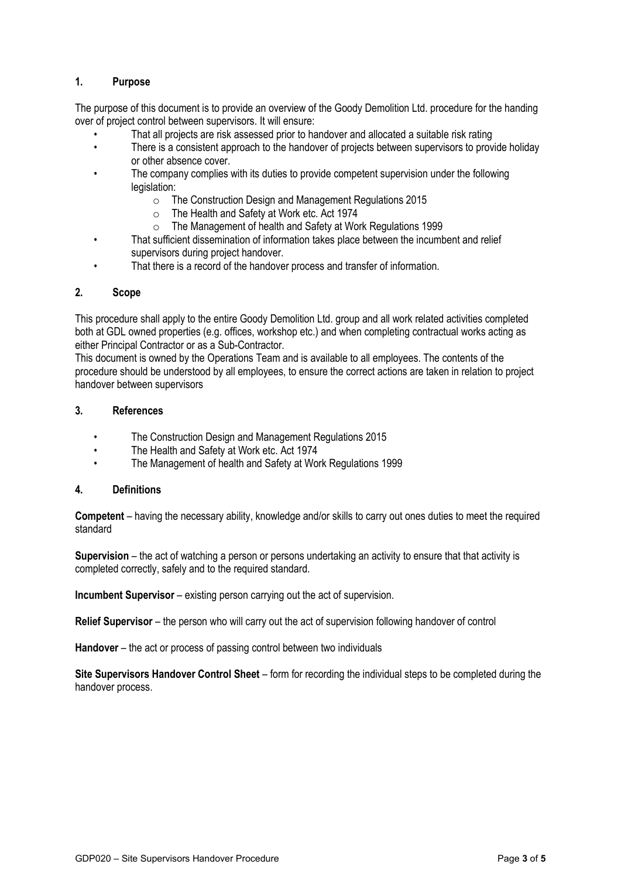## 1. Purpose

The purpose of this document is to provide an overview of the Goody Demolition Ltd. procedure for the handing over of project control between supervisors. It will ensure:

- That all projects are risk assessed prior to handover and allocated a suitable risk rating
- There is a consistent approach to the handover of projects between supervisors to provide holiday or other absence cover.
- The company complies with its duties to provide competent supervision under the following legislation:
  - The Construction Design and Management Regulations 2015
  - The Health and Safety at Work etc. Act 1974
  - The Management of health and Safety at Work Regulations 1999
- That sufficient dissemination of information takes place between the incumbent and relief supervisors during project handover.
- That there is a record of the handover process and transfer of information.

## 2. Scope

This procedure shall apply to the entire Goody Demolition Ltd. group and all work related activities completed both at GDL owned properties (e.g. offices, workshop etc.) and when completing contractual works acting as either Principal Contractor or as a Sub-Contractor.

This document is owned by the Operations Team and is available to all employees. The contents of the procedure should be understood by all employees, to ensure the correct actions are taken in relation to project handover between supervisors

## 3. References

- The Construction Design and Management Regulations 2015
- The Health and Safety at Work etc. Act 1974
- The Management of health and Safety at Work Regulations 1999

## 4. Definitions

**Competent** – having the necessary ability, knowledge and/or skills to carry out ones duties to meet the required standard

**Supervision** – the act of watching a person or persons undertaking an activity to ensure that that activity is completed correctly, safely and to the required standard.

**Incumbent Supervisor** – existing person carrying out the act of supervision.

**Relief Supervisor** – the person who will carry out the act of supervision following handover of control

**Handover** – the act or process of passing control between two individuals

**Site Supervisors Handover Control Sheet** – form for recording the individual steps to be completed during the handover process.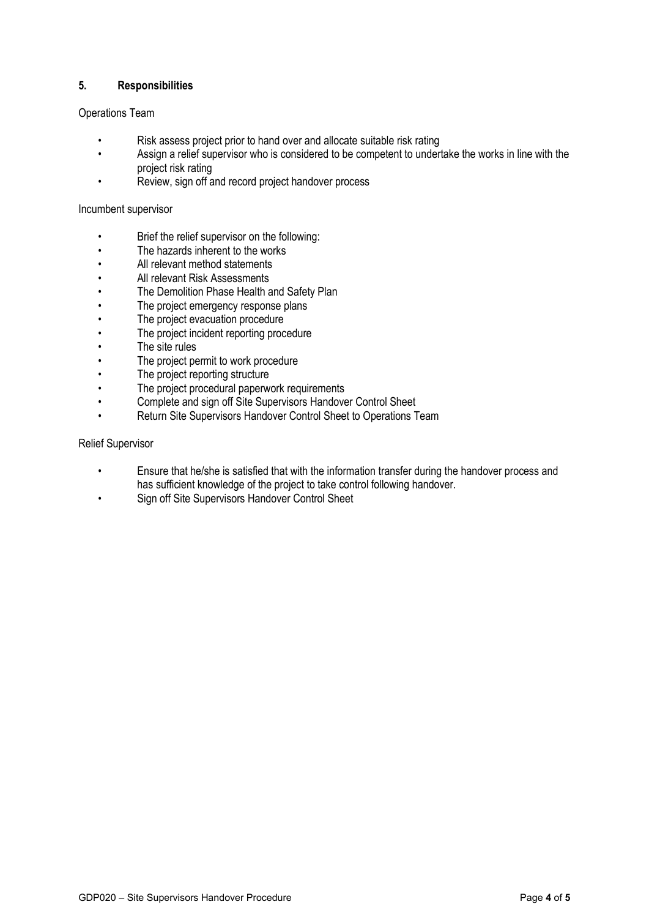## 5. Responsibilities

Operations Team

- Risk assess project prior to hand over and allocate suitable risk rating
- Assign a relief supervisor who is considered to be competent to undertake the works in line with the project risk rating
- Review, sign off and record project handover process

Incumbent supervisor

- Brief the relief supervisor on the following:
- The hazards inherent to the works
- All relevant method statements
- All relevant Risk Assessments
- The Demolition Phase Health and Safety Plan
- The project emergency response plans
- The project evacuation procedure
- The project incident reporting procedure
- The site rules
- The project permit to work procedure
- The project reporting structure
- The project procedural paperwork requirements
- Complete and sign off Site Supervisors Handover Control Sheet
- Return Site Supervisors Handover Control Sheet to Operations Team

Relief Supervisor

- Ensure that he/she is satisfied that with the information transfer during the handover process and has sufficient knowledge of the project to take control following handover.
- Sign off Site Supervisors Handover Control Sheet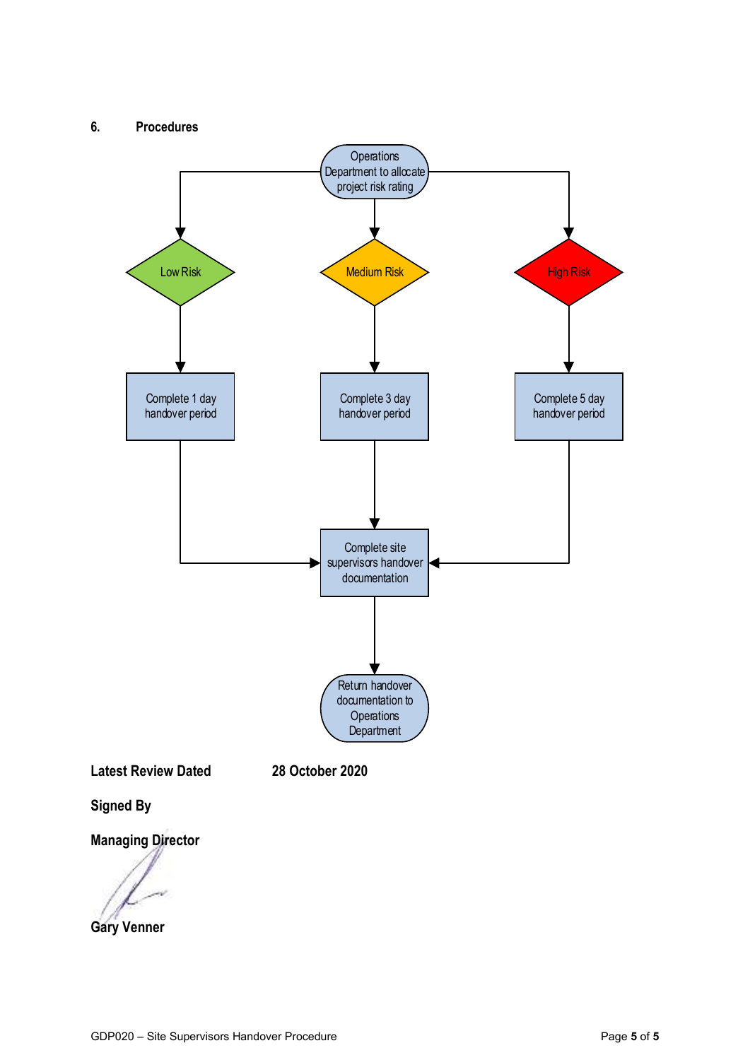## 6. Procedures

Operations Department to allocate project risk rating

Low Risk

Medium Risk

High Risk

Complete 1 day handover period

Complete 3 day handover period

Complete 5 day handover period

Complete site supervisors handover documentation

Return handover documentation to Operations Department

**Latest Review Dated** **28 October 2020**

**Signed By**

**Managing Director**

**Gary Venner**